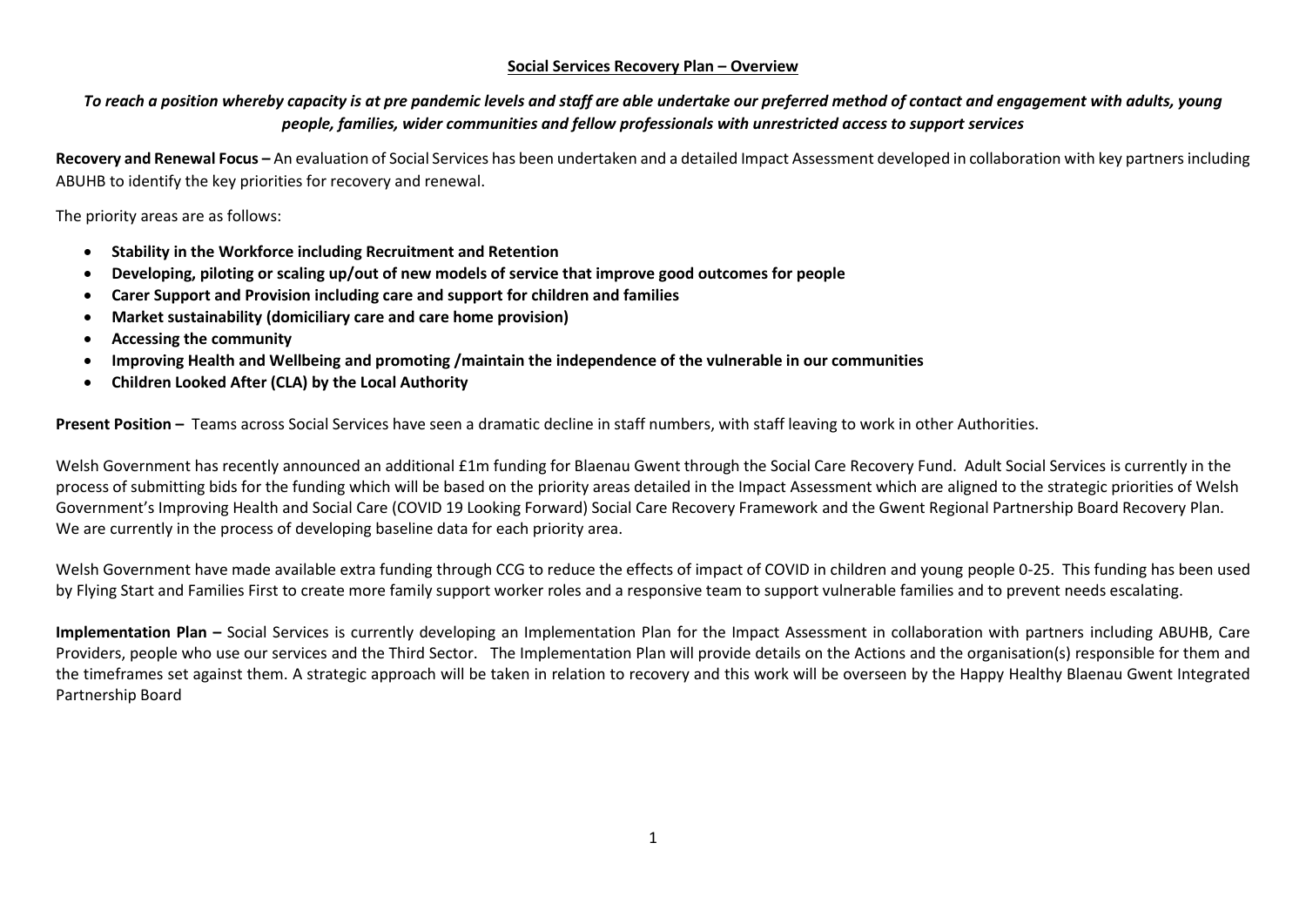# Social Services Recovery Plan – Overview

***To reach a position whereby capacity is at pre pandemic levels and staff are able undertake our preferred method of contact and engagement with adults, young people, families, wider communities and fellow professionals with unrestricted access to support services***

**Recovery and Renewal Focus –** An evaluation of Social Services has been undertaken and a detailed Impact Assessment developed in collaboration with key partners including ABUHB to identify the key priorities for recovery and renewal.

The priority areas are as follows:

- **Stability in the Workforce including Recruitment and Retention**
- **Developing, piloting or scaling up/out of new models of service that improve good outcomes for people**
- **Carer Support and Provision including care and support for children and families**
- **Market sustainability (domiciliary care and care home provision)**
- **Accessing the community**
- **Improving Health and Wellbeing and promoting /maintain the independence of the vulnerable in our communities**
- **Children Looked After (CLA) by the Local Authority**

**Present Position –** Teams across Social Services have seen a dramatic decline in staff numbers, with staff leaving to work in other Authorities.

Welsh Government has recently announced an additional £1m funding for Blaenau Gwent through the Social Care Recovery Fund. Adult Social Services is currently in the process of submitting bids for the funding which will be based on the priority areas detailed in the Impact Assessment which are aligned to the strategic priorities of Welsh Government's Improving Health and Social Care (COVID 19 Looking Forward) Social Care Recovery Framework and the Gwent Regional Partnership Board Recovery Plan. We are currently in the process of developing baseline data for each priority area.

Welsh Government have made available extra funding through CCG to reduce the effects of impact of COVID in children and young people 0-25. This funding has been used by Flying Start and Families First to create more family support worker roles and a responsive team to support vulnerable families and to prevent needs escalating.

**Implementation Plan –** Social Services is currently developing an Implementation Plan for the Impact Assessment in collaboration with partners including ABUHB, Care Providers, people who use our services and the Third Sector. The Implementation Plan will provide details on the Actions and the organisation(s) responsible for them and the timeframes set against them. A strategic approach will be taken in relation to recovery and this work will be overseen by the Happy Healthy Blaenau Gwent Integrated Partnership Board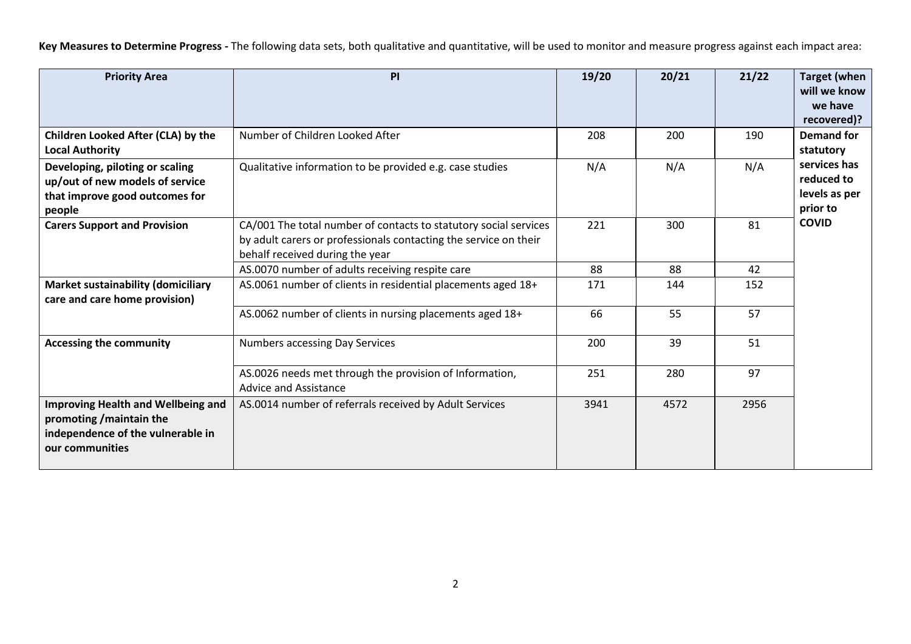**Key Measures to Determine Progress -** The following data sets, both qualitative and quantitative, will be used to monitor and measure progress against each impact area:

| Priority Area | PI | 19/20 | 20/21 | 21/22 | Target (when will we know we have recovered)? |
|---|---|---|---|---|---|
| **Children Looked After (CLA) by the Local Authority** | Number of Children Looked After | 208 | 200 | 190 | **Demand for statutory services has reduced to levels as per prior to COVID** |
| **Developing, piloting or scaling up/out of new models of service that improve good outcomes for people** | Qualitative information to be provided e.g. case studies | N/A | N/A | N/A | |
| **Carers Support and Provision** | CA/001 The total number of contacts to statutory social services by adult carers or professionals contacting the service on their behalf received during the year | 221 | 300 | 81 | |
| | AS.0070 number of adults receiving respite care | 88 | 88 | 42 | |
| **Market sustainability (domiciliary care and care home provision)** | AS.0061 number of clients in residential placements aged 18+ | 171 | 144 | 152 | |
| | AS.0062 number of clients in nursing placements aged 18+ | 66 | 55 | 57 | |
| **Accessing the community** | Numbers accessing Day Services | 200 | 39 | 51 | |
| | AS.0026 needs met through the provision of Information, Advice and Assistance | 251 | 280 | 97 | |
| **Improving Health and Wellbeing and promoting /maintain the independence of the vulnerable in our communities** | AS.0014 number of referrals received by Adult Services | 3941 | 4572 | 2956 | |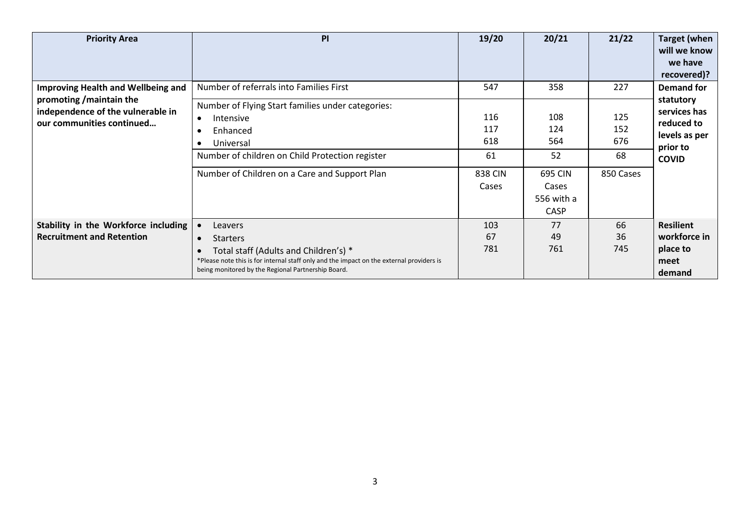| Priority Area | PI | 19/20 | 20/21 | 21/22 | Target (when will we know we have recovered)? |
|---|---|---|---|---|---|
| **Improving Health and Wellbeing and promoting /maintain the independence of the vulnerable in our communities continued…** | Number of referrals into Families First | 547 | 358 | 227 | **Demand for statutory services has reduced to levels as per prior to COVID** |
| | Number of Flying Start families under categories:<br>• Intensive<br>• Enhanced<br>• Universal | <br>116<br>117<br>618 | <br>108<br>124<br>564 | <br>125<br>152<br>676 | |
| | Number of children on Child Protection register | 61 | 52 | 68 | |
| | Number of Children on a Care and Support Plan | 838 CIN Cases | 695 CIN Cases<br>556 with a CASP | 850 Cases | |
| **Stability in the Workforce including Recruitment and Retention** | • Leavers<br>• Starters<br>• Total staff (Adults and Children's) *<br>*Please note this is for internal staff only and the impact on the external providers is being monitored by the Regional Partnership Board. | 103<br>67<br>781 | 77<br>49<br>761 | 66<br>36<br>745 | **Resilient workforce in place to meet demand** |